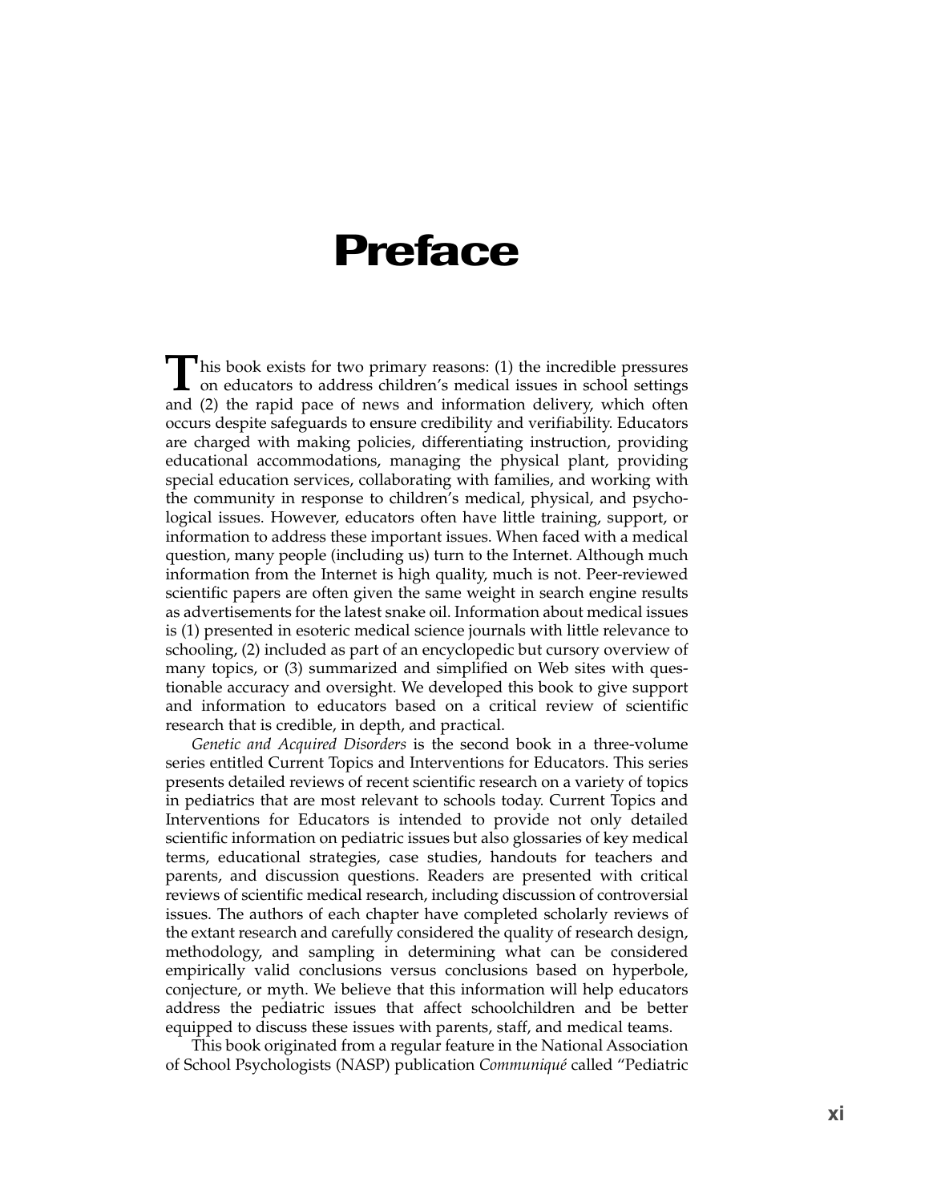# Preface

This book exists for two primary reasons: (1) the incredible pressures on educators to address children's medical issues in school settings and (2) the rapid pace of news and information delivery, which often occurs despite safeguards to ensure credibility and verifiability. Educators are charged with making policies, differentiating instruction, providing educational accommodations, managing the physical plant, providing special education services, collaborating with families, and working with the community in response to children's medical, physical, and psychological issues. However, educators often have little training, support, or information to address these important issues. When faced with a medical question, many people (including us) turn to the Internet. Although much information from the Internet is high quality, much is not. Peer-reviewed scientific papers are often given the same weight in search engine results as advertisements for the latest snake oil. Information about medical issues is (1) presented in esoteric medical science journals with little relevance to schooling, (2) included as part of an encyclopedic but cursory overview of many topics, or (3) summarized and simplified on Web sites with questionable accuracy and oversight. We developed this book to give support and information to educators based on a critical review of scientific research that is credible, in depth, and practical.

*Genetic and Acquired Disorders* is the second book in a three-volume series entitled Current Topics and Interventions for Educators. This series presents detailed reviews of recent scientific research on a variety of topics in pediatrics that are most relevant to schools today. Current Topics and Interventions for Educators is intended to provide not only detailed scientific information on pediatric issues but also glossaries of key medical terms, educational strategies, case studies, handouts for teachers and parents, and discussion questions. Readers are presented with critical reviews of scientific medical research, including discussion of controversial issues. The authors of each chapter have completed scholarly reviews of the extant research and carefully considered the quality of research design, methodology, and sampling in determining what can be considered empirically valid conclusions versus conclusions based on hyperbole, conjecture, or myth. We believe that this information will help educators address the pediatric issues that affect schoolchildren and be better equipped to discuss these issues with parents, staff, and medical teams.

This book originated from a regular feature in the National Association of School Psychologists (NASP) publication *Communiqué* called "Pediatric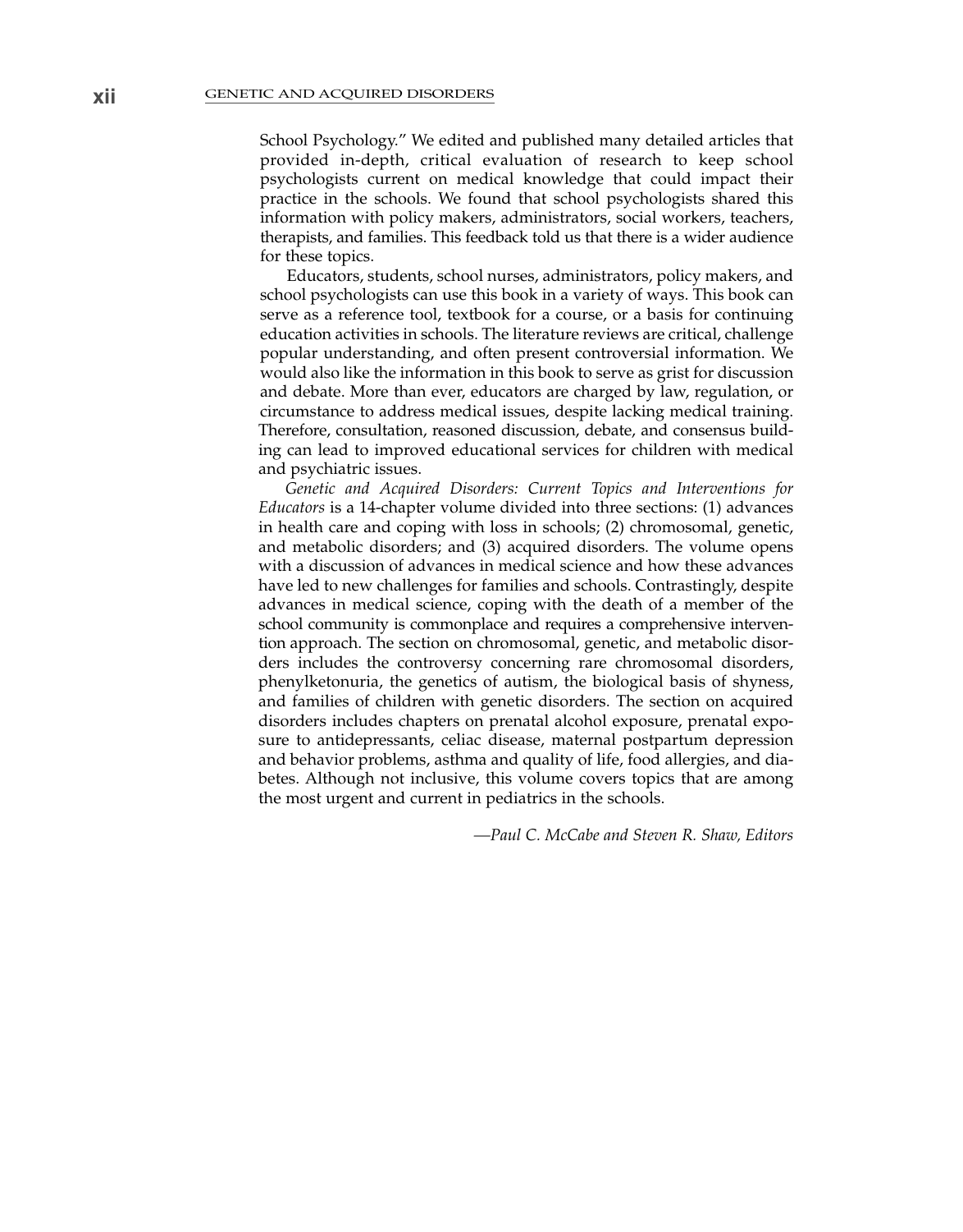School Psychology." We edited and published many detailed articles that provided in-depth, critical evaluation of research to keep school psychologists current on medical knowledge that could impact their practice in the schools. We found that school psychologists shared this information with policy makers, administrators, social workers, teachers, therapists, and families. This feedback told us that there is a wider audience for these topics.

Educators, students, school nurses, administrators, policy makers, and school psychologists can use this book in a variety of ways. This book can serve as a reference tool, textbook for a course, or a basis for continuing education activities in schools. The literature reviews are critical, challenge popular understanding, and often present controversial information. We would also like the information in this book to serve as grist for discussion and debate. More than ever, educators are charged by law, regulation, or circumstance to address medical issues, despite lacking medical training. Therefore, consultation, reasoned discussion, debate, and consensus building can lead to improved educational services for children with medical and psychiatric issues.

*Genetic and Acquired Disorders: Current Topics and Interventions for Educators* is a 14-chapter volume divided into three sections: (1) advances in health care and coping with loss in schools; (2) chromosomal, genetic, and metabolic disorders; and (3) acquired disorders. The volume opens with a discussion of advances in medical science and how these advances have led to new challenges for families and schools. Contrastingly, despite advances in medical science, coping with the death of a member of the school community is commonplace and requires a comprehensive intervention approach. The section on chromosomal, genetic, and metabolic disorders includes the controversy concerning rare chromosomal disorders, phenylketonuria, the genetics of autism, the biological basis of shyness, and families of children with genetic disorders. The section on acquired disorders includes chapters on prenatal alcohol exposure, prenatal exposure to antidepressants, celiac disease, maternal postpartum depression and behavior problems, asthma and quality of life, food allergies, and diabetes. Although not inclusive, this volume covers topics that are among the most urgent and current in pediatrics in the schools.

—*Paul C. McCabe and Steven R. Shaw, Editors*